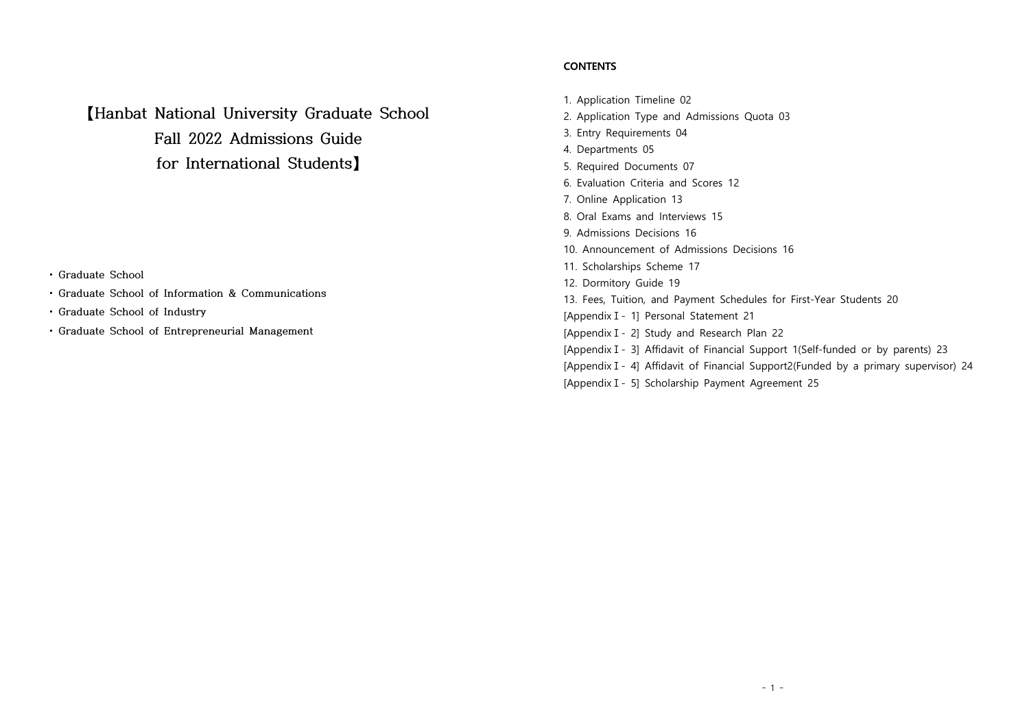# 【Hanbat National University Graduate School Fall 2022 Admissions Guide for International Students】

- Graduate School
- Graduate School of Information & Communications
- Graduate School of Industry
- Graduate School of Entrepreneurial Management

**CONTENTS**

1. Application Timeline 02
2. Application Type and Admissions Quota 03
3. Entry Requirements 04
4. Departments 05
5. Required Documents 07
6. Evaluation Criteria and Scores 12
7. Online Application 13
8. Oral Exams and Interviews 15
9. Admissions Decisions 16
10. Announcement of Admissions Decisions 16
11. Scholarships Scheme 17
12. Dormitory Guide 19
13. Fees, Tuition, and Payment Schedules for First-Year Students 20

[Appendix I - 1] Personal Statement 21
[Appendix I - 2] Study and Research Plan 22
[Appendix I - 3] Affidavit of Financial Support 1(Self-funded or by parents) 23
[Appendix I - 4] Affidavit of Financial Support2(Funded by a primary supervisor) 24
[Appendix I - 5] Scholarship Payment Agreement 25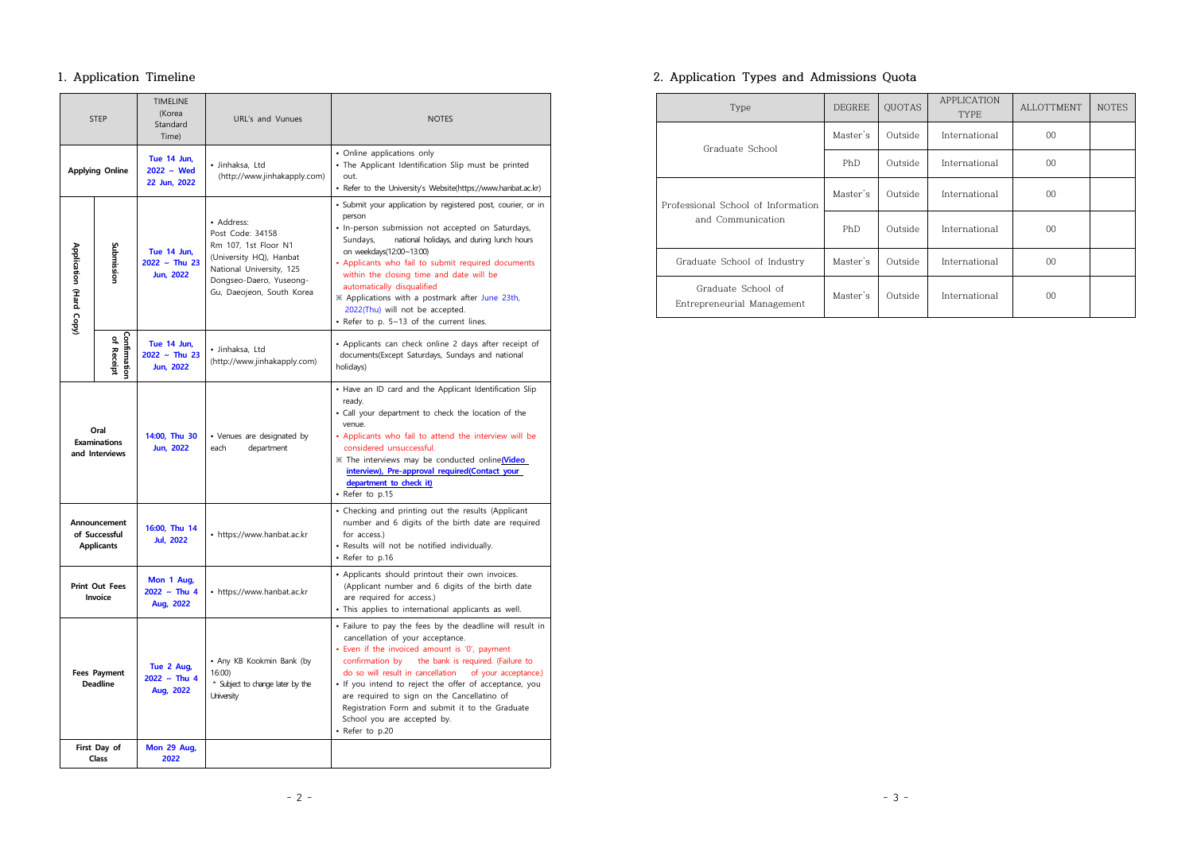## 1. Application Timeline

| STEP | | TIMELINE (Korea Standard Time) | URL's and Vunues | NOTES |
|---|---|---|---|---|
| Applying Online | | Tue 14 Jun, 2022 ~ Wed 22 Jun, 2022 | • Jinhaksa, Ltd (http://www.jinhakapply.com) | • Online applications only<br>• The Applicant Identification Slip must be printed out.<br>• Refer to the University's Website(https://www.hanbat.ac.kr) |
| Application (Hard Copy) | Submission | Tue 14 Jun, 2022 ~ Thu 23 Jun, 2022 | • Address: Post Code: 34158 Rm 107, 1st Floor N1 (University HQ), Hanbat National University, 125 Dongseo-Daero, Yuseong-Gu, Daeojeon, South Korea | • Submit your application by registered post, courier, or in person<br>• In-person submission not accepted on Saturdays, Sundays, national holidays, and during lunch hours on weekdays(12:00~13:00)<br>• Applicants who fail to submit required documents within the closing time and date will be automatically disqualified<br>※ Applications with a postmark after June 23th, 2022(Thu) will not be accepted.<br>• Refer to p. 5~13 of the current lines. |
| | Confirmation of Receipt | Tue 14 Jun, 2022 ~ Thu 23 Jun, 2022 | • Jinhaksa, Ltd (http://www.jinhakapply.com) | • Applicants can check online 2 days after receipt of documents(Except Saturdays, Sundays and national holidays) |
| Oral Examinations and Interviews | | 14:00, Thu 30 Jun, 2022 | • Venues are designated by each department | • Have an ID card and the Applicant Identification Slip ready.<br>• Call your department to check the location of the venue.<br>• Applicants who fail to attend the interview will be considered unsuccessful.<br>※ The interviews may be conducted online**(Video interview), Pre-approval required(Contact your department to check it)**<br>• Refer to p.15 |
| Announcement of Successful Applicants | | 16:00, Thu 14 Jul, 2022 | • https://www.hanbat.ac.kr | • Checking and printing out the results (Applicant number and 6 digits of the birth date are required for access.)<br>• Results will not be notified individually.<br>• Refer to p.16 |
| Print Out Fees Invoice | | Mon 1 Aug, 2022 ~ Thu 4 Aug, 2022 | • https://www.hanbat.ac.kr | • Applicants should printout their own invoices. (Applicant number and 6 digits of the birth date are required for access.)<br>• This applies to international applicants as well. |
| Fees Payment Deadline | | Tue 2 Aug, 2022 ~ Thu 4 Aug, 2022 | • Any KB Kookmin Bank (by 16:00)<br>* Subject to change later by the University | • Failure to pay the fees by the deadline will result in cancellation of your acceptance.<br>• Even if the invoiced amount is '0', payment confirmation by the bank is required. (Failure to do so will result in cancellation of your acceptance.)<br>• If you intend to reject the offer of acceptance, you are required to sign on the Cancellatino of Registration Form and submit it to the Graduate School you are accepted by.<br>• Refer to p.20 |
| First Day of Class | | Mon 29 Aug, 2022 | | |

## 2. Application Types and Admissions Quota

| Type | DEGREE | QUOTAS | APPLICATION TYPE | ALLOTTMENT | NOTES |
|---|---|---|---|---|---|
| Graduate School | Master's | Outside | International | 00 | |
| | PhD | Outside | International | 00 | |
| Professional School of Information and Communication | Master's | Outside | International | 00 | |
| | PhD | Outside | International | 00 | |
| Graduate School of Industry | Master's | Outside | International | 00 | |
| Graduate School of Entrepreneurial Management | Master's | Outside | International | 00 | |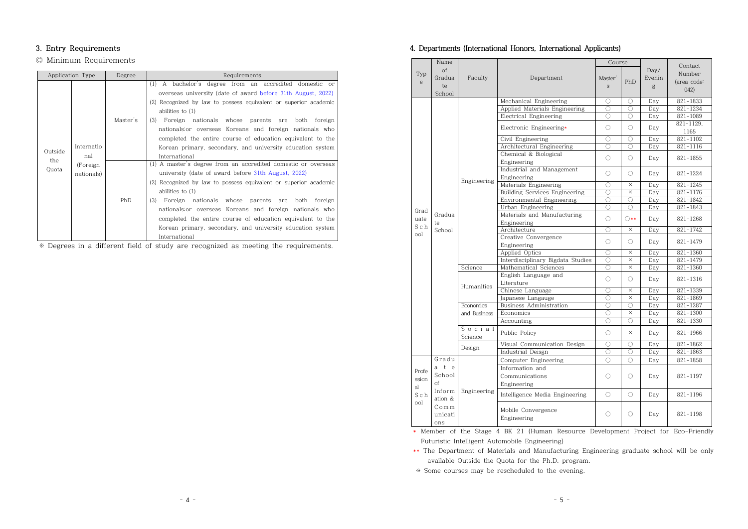## 3. Entry Requirements

◎ Minimum Requirements

| Application Type | | Degree | Requirements |
|---|---|---|---|
| Outside the Quota | International (Foreign nationals) | Master's | (1) A bachelor's degree from an accredited domestic or overseas university (date of award before 31th August, 2022)<br>(2) Recognized by law to possess equivalent or superior academic abilities to (1)<br>(3) Foreign nationals whose parents are both foreign nationals;or overseas Koreans and foreign nationals who completed the entire course of education equivalent to the Korean primary, secondary, and university education system International |
| | | PhD | (1) A master's degree from an accredited domestic or overseas university (date of award before 31th August, 2022)<br>(2) Recognized by law to possess equivalent or superior academic abilities to (1)<br>(3) Foreign nationals whose parents are both foreign nationals;or overseas Koreans and foreign nationals who completed the entire course of education equivalent to the Korean primary, secondary, and university education system International |

※ Degrees in a different field of study are recognized as meeting the requirements.

## 4. Departments (International Honors, International Applicants)

| Type | Name of Graduate School | Faculty | Department | Course: Master's | Course: PhD | Day/Evening | Contact Number (area code: 042) |
|---|---|---|---|---|---|---|---|
| Graduate School | Graduate School | Engineering | Mechanical Engineering | ○ | ○ | Day | 821-1833 |
| | | | Applied Materials Engineering | ○ | ○ | Day | 821-1234 |
| | | | Electrical Engineering | ○ | ○ | Day | 821-1089 |
| | | | Electronic Engineering* | ○ | ○ | Day | 821-1129, 1165 |
| | | | Civil Engineering | ○ | ○ | Day | 821-1102 |
| | | | Architectural Engineering | ○ | ○ | Day | 821-1116 |
| | | | Chemical & Biological Engineering | ○ | ○ | Day | 821-1855 |
| | | | Industrial and Management Engineering | ○ | ○ | Day | 821-1224 |
| | | | Materials Engineering | ○ | × | Day | 821-1245 |
| | | | Building Services Engineering | ○ | × | Day | 821-1176 |
| | | | Environmental Engineering | ○ | ○ | Day | 821-1842 |
| | | | Urban Engineering | ○ | ○ | Day | 821-1843 |
| | | | Materials and Manufacturing Engineering | ○ | ○** | Day | 821-1268 |
| | | | Architecture | ○ | × | Day | 821-1742 |
| | | | Creative Convergence Engineering | ○ | ○ | Day | 821-1479 |
| | | | Applied Optics | ○ | × | Day | 821-1360 |
| | | | Interdisciplinary Bigdata Studies | ○ | × | Day | 821-1479 |
| | | Science | Mathematical Sciences | ○ | × | Day | 821-1360 |
| | | Humanities | English Language and Literature | ○ | ○ | Day | 821-1316 |
| | | | Chinese Language | ○ | × | Day | 821-1339 |
| | | | Japanese Langauge | ○ | × | Day | 821-1869 |
| | | Economics and Business | Business Administration | ○ | ○ | Day | 821-1287 |
| | | | Economics | ○ | × | Day | 821-1300 |
| | | | Accounting | ○ | ○ | Day | 821-1330 |
| | | Social Science | Public Policy | ○ | × | Day | 821-1966 |
| | | Design | Visual Communication Design | ○ | ○ | Day | 821-1862 |
| | | | Industrial Deisgn | ○ | ○ | Day | 821-1863 |
| Professional School | Graduate School of Information & Communications | Engineering | Computer Engineering | ○ | ○ | Day | 821-1858 |
| | | | Information and Communications Engineering | ○ | ○ | Day | 821-1197 |
| | | | Intelligence Media Engineering | ○ | ○ | Day | 821-1196 |
| | | | Mobile Convergence Engineering | ○ | ○ | Day | 821-1198 |

\* Member of the Stage 4 BK 21 (Human Resource Development Project for Eco-Friendly Futuristic Intelligent Automobile Engineering)

** The Department of Materials and Manufacturing Engineering graduate school will be only available Outside the Quota for the Ph.D. program.

※ Some courses may be rescheduled to the evening.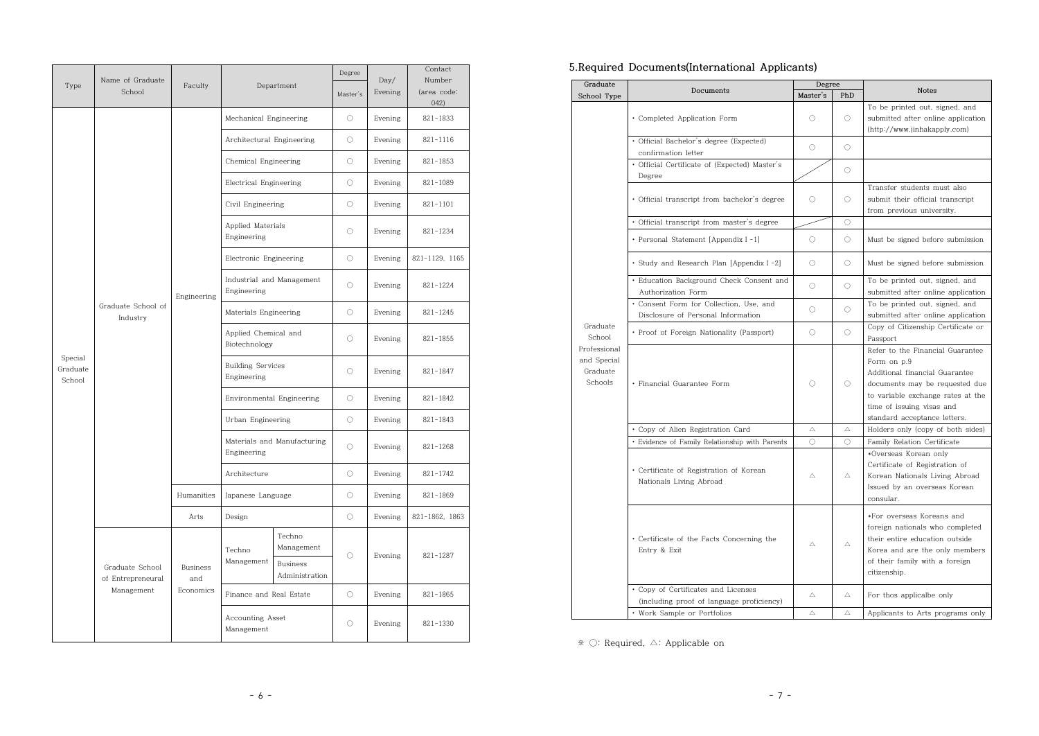| Type | Name of Graduate School | Faculty | Department | | Degree Master's | Day/ Evening | Contact Number (area code: 042) |
|---|---|---|---|---|---|---|---|
| Special Graduate School | Graduate School of Industry | Engineering | Mechanical Engineering | | ○ | Evening | 821-1833 |
| | | | Architectural Engineering | | ○ | Evening | 821-1116 |
| | | | Chemical Engineering | | ○ | Evening | 821-1853 |
| | | | Electrical Engineering | | ○ | Evening | 821-1089 |
| | | | Civil Engineering | | ○ | Evening | 821-1101 |
| | | | Applied Materials Engineering | | ○ | Evening | 821-1234 |
| | | | Electronic Engineering | | ○ | Evening | 821-1129, 1165 |
| | | | Industrial and Management Engineering | | ○ | Evening | 821-1224 |
| | | | Materials Engineering | | ○ | Evening | 821-1245 |
| | | | Applied Chemical and Biotechnology | | ○ | Evening | 821-1855 |
| | | | Building Services Engineering | | ○ | Evening | 821-1847 |
| | | | Environmental Engineering | | ○ | Evening | 821-1842 |
| | | | Urban Engineering | | ○ | Evening | 821-1843 |
| | | | Materials and Manufacturing Engineering | | ○ | Evening | 821-1268 |
| | | | Architecture | | ○ | Evening | 821-1742 |
| | | Humanities | Japanese Language | | ○ | Evening | 821-1869 |
| | | Arts | Design | | ○ | Evening | 821-1862, 1863 |
| | Graduate School of Entrepreneural Management | Business and Economics | Techno Management | Techno Management | ○ | Evening | 821-1287 |
| | | | | Business Administration | | | |
| | | | Finance and Real Estate | | ○ | Evening | 821-1865 |
| | | | Accounting Asset Management | | ○ | Evening | 821-1330 |

## 5.Required Documents(International Applicants)

| Graduate School Type | Documents | Degree Master's | Degree PhD | Notes |
|---|---|---|---|---|
| Graduate School Professional and Special Graduate Schools | • Completed Application Form | ○ | ○ | To be printed out, signed, and submitted after online application (http://www.jinhakapply.com) |
| | • Official Bachelor's degree (Expected) confirmation letter | ○ | ○ | |
| | • Official Certificate of (Expected) Master's Degree | | ○ | |
| | • Official transcript from bachelor's degree | ○ | ○ | Transfer students must also submit their official transcript from previous university. |
| | • Official transcript from master's degree | | ○ | |
| | • Personal Statement [Appendix Ⅰ-1] | ○ | ○ | Must be signed before submission |
| | • Study and Research Plan [Appendix Ⅰ-2] | ○ | ○ | Must be signed before submission |
| | • Education Background Check Consent and Authorization Form | ○ | ○ | To be printed out, signed, and submitted after online application |
| | • Consent Form for Collection, Use, and Disclosure of Personal Information | ○ | ○ | To be printed out, signed, and submitted after online application |
| | • Proof of Foreign Nationality (Passport) | ○ | ○ | Copy of Citizenship Certificate or Passport |
| | • Financial Guarantee Form | ○ | ○ | Refer to the Financial Guarantee Form on p.9 Additional financial Guarantee documents may be requested due to variable exchange rates at the time of issuing visas and standard acceptance letters. |
| | • Copy of Alien Registration Card | △ | △ | Holders only (copy of both sides) |
| | • Evidence of Family Relationship with Parents | ○ | ○ | Family Relation Certificate |
| | • Certificate of Registration of Korean Nationals Living Abroad | △ | △ | *Overseas Korean only Certificate of Registration of Korean Nationals Living Abroad Issued by an overseas Korean consular. |
| | • Certificate of the Facts Concerning the Entry & Exit | △ | △ | *For overseas Koreans and foreign nationals who completed their entire education outside Korea and are the only members of their family with a foreign citizenship. |
| | • Copy of Certificates and Licenses (including proof of language proficiency) | △ | △ | For thos applicalbe only |
| | • Work Sample or Portfolios | △ | △ | Applicants to Arts programs only |

※ ○: Required, △: Applicable on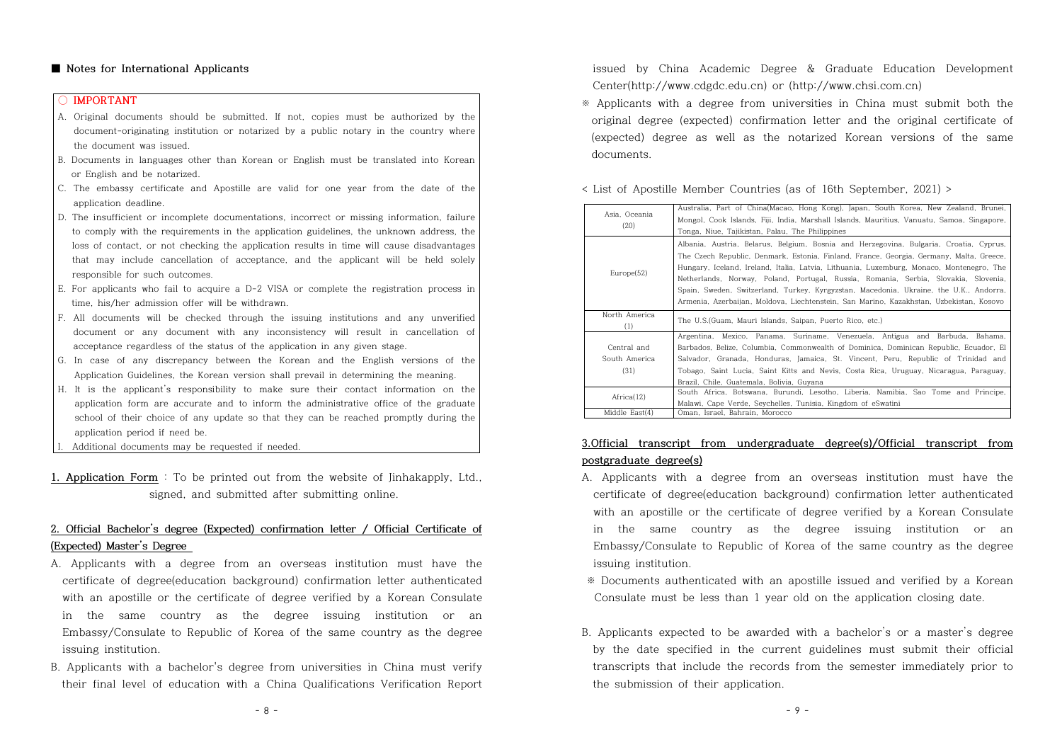■ **Notes for International Applicants**

○ **IMPORTANT**

A. Original documents should be submitted. If not, copies must be authorized by the document-originating institution or notarized by a public notary in the country where the document was issued.

B. Documents in languages other than Korean or English must be translated into Korean or English and be notarized.

C. The embassy certificate and Apostille are valid for one year from the date of the application deadline.

D. The insufficient or incomplete documentations, incorrect or missing information, failure to comply with the requirements in the application guidelines, the unknown address, the loss of contact, or not checking the application results in time will cause disadvantages that may include cancellation of acceptance, and the applicant will be held solely responsible for such outcomes.

E. For applicants who fail to acquire a D-2 VISA or complete the registration process in time, his/her admission offer will be withdrawn.

F. All documents will be checked through the issuing institutions and any unverified document or any document with any inconsistency will result in cancellation of acceptance regardless of the status of the application in any given stage.

G. In case of any discrepancy between the Korean and the English versions of the Application Guidelines, the Korean version shall prevail in determining the meaning.

H. It is the applicant's responsibility to make sure their contact information on the application form are accurate and to inform the administrative office of the graduate school of their choice of any update so that they can be reached promptly during the application period if need be.

I. Additional documents may be requested if needed.

**1. Application Form** : To be printed out from the website of Jinhakapply, Ltd., signed, and submitted after submitting online.

**2. Official Bachelor's degree (Expected) confirmation letter / Official Certificate of (Expected) Master's Degree**

A. Applicants with a degree from an overseas institution must have the certificate of degree(education background) confirmation letter authenticated with an apostille or the certificate of degree verified by a Korean Consulate in the same country as the degree issuing institution or an Embassy/Consulate to Republic of Korea of the same country as the degree issuing institution.

B. Applicants with a bachelor's degree from universities in China must verify their final level of education with a China Qualifications Verification Report issued by China Academic Degree & Graduate Education Development Center(http://www.cdgdc.edu.cn) or (http://www.chsi.com.cn)

※ Applicants with a degree from universities in China must submit both the original degree (expected) confirmation letter and the original certificate of (expected) degree as well as the notarized Korean versions of the same documents.

< List of Apostille Member Countries (as of 16th September, 2021) >

| Region | Countries |
|---|---|
| Asia, Oceania (20) | Australia, Part of China(Macao, Hong Kong), Japan, South Korea, New Zealand, Brunei, Mongol, Cook Islands, Fiji, India, Marshall Islands, Mauritius, Vanuatu, Samoa, Singapore, Tonga, Niue, Tajikistan, Palau, The Philippines |
| Europe(52) | Albania, Austria, Belarus, Belgium, Bosnia and Herzegovina, Bulgaria, Croatia, Cyprus, The Czech Republic, Denmark, Estonia, Finland, France, Georgia, Germany, Malta, Greece, Hungary, Iceland, Ireland, Italia, Latvia, Lithuania, Luxemburg, Monaco, Montenegro, The Netherlands, Norway, Poland, Portugal, Russia, Romania, Serbia, Slovakia, Slovenia, Spain, Sweden, Switzerland, Turkey, Kyrgyzstan, Macedonia, Ukraine, the U.K., Andorra, Armenia, Azerbaijan, Moldova, Liechtenstein, San Marino, Kazakhstan, Uzbekistan, Kosovo |
| North America (1) | The U.S.(Guam, Mauri Islands, Saipan, Puerto Rico, etc.) |
| Central and South America (31) | Argentina, Mexico, Panama, Suriname, Venezuela, Antigua and Barbuda, Bahama, Barbados, Belize, Columbia, Commonwealth of Dominica, Dominican Republic, Ecuador, El Salvador, Granada, Honduras, Jamaica, St. Vincent, Peru, Republic of Trinidad and Tobago, Saint Lucia, Saint Kitts and Nevis, Costa Rica, Uruguay, Nicaragua, Paraguay, Brazil, Chile, Guatemala, Bolivia, Guyana |
| Africa(12) | South Africa, Botswana, Burundi, Lesotho, Liberia, Namibia, Sao Tome and Principe, Malawi, Cape Verde, Seychelles, Tunisia, Kingdom of eSwatini |
| Middle East(4) | Oman, Israel, Bahrain, Morocco |

**3.Official transcript from undergraduate degree(s)/Official transcript from postgraduate degree(s)**

A. Applicants with a degree from an overseas institution must have the certificate of degree(education background) confirmation letter authenticated with an apostille or the certificate of degree verified by a Korean Consulate in the same country as the degree issuing institution or an Embassy/Consulate to Republic of Korea of the same country as the degree issuing institution.

※ Documents authenticated with an apostille issued and verified by a Korean Consulate must be less than 1 year old on the application closing date.

B. Applicants expected to be awarded with a bachelor's or a master's degree by the date specified in the current guidelines must submit their official transcripts that include the records from the semester immediately prior to the submission of their application.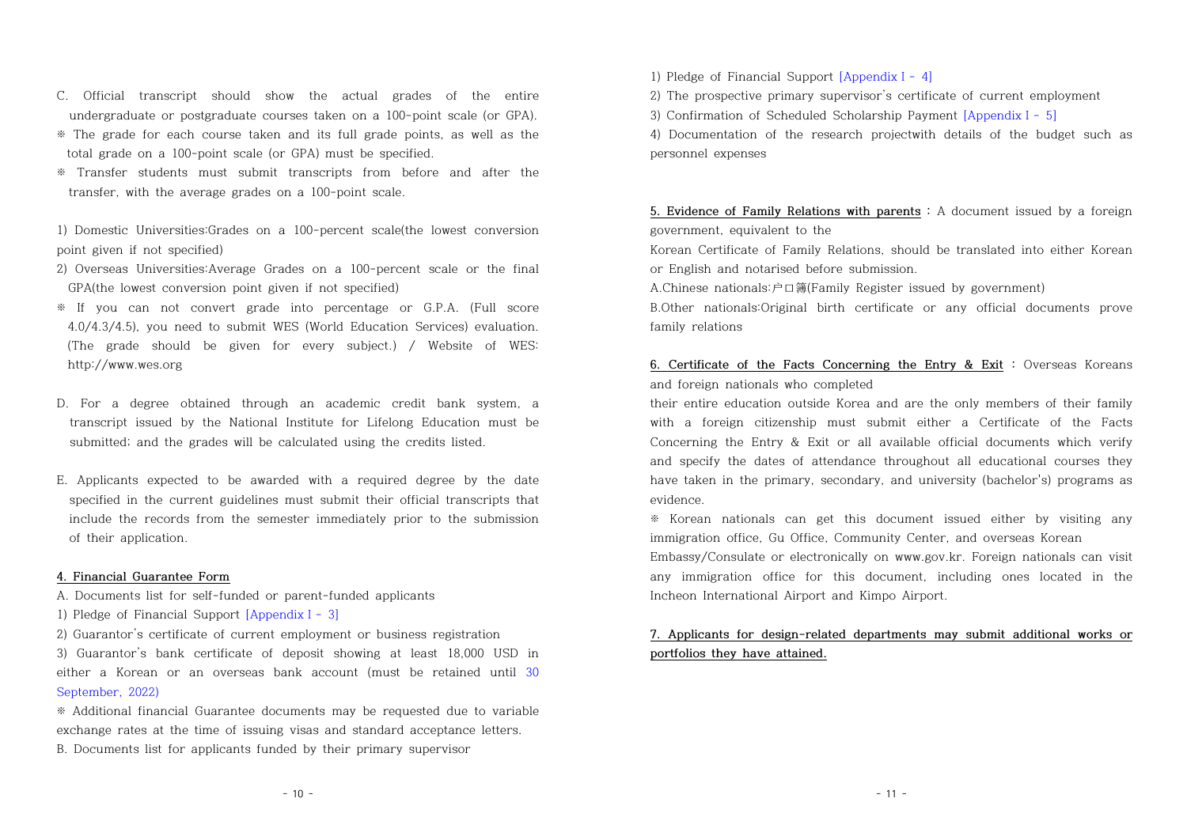C. Official transcript should show the actual grades of the entire undergraduate or postgraduate courses taken on a 100-point scale (or GPA).

※ The grade for each course taken and its full grade points, as well as the total grade on a 100-point scale (or GPA) must be specified.

※ Transfer students must submit transcripts from before and after the transfer, with the average grades on a 100-point scale.

1) Domestic Universities:Grades on a 100-percent scale(the lowest conversion point given if not specified)

2) Overseas Universities:Average Grades on a 100-percent scale or the final GPA(the lowest conversion point given if not specified)

※ If you can not convert grade into percentage or G.P.A. (Full score 4.0/4.3/4.5), you need to submit WES (World Education Services) evaluation. (The grade should be given for every subject.) / Website of WES: http://www.wes.org

D. For a degree obtained through an academic credit bank system, a transcript issued by the National Institute for Lifelong Education must be submitted; and the grades will be calculated using the credits listed.

E. Applicants expected to be awarded with a required degree by the date specified in the current guidelines must submit their official transcripts that include the records from the semester immediately prior to the submission of their application.

**4. Financial Guarantee Form**

A. Documents list for self-funded or parent-funded applicants

1) Pledge of Financial Support [Appendix I - 3]

2) Guarantor's certificate of current employment or business registration

3) Guarantor's bank certificate of deposit showing at least 18,000 USD in either a Korean or an overseas bank account (must be retained until 30 September, 2022)

※ Additional financial Guarantee documents may be requested due to variable exchange rates at the time of issuing visas and standard acceptance letters.

B. Documents list for applicants funded by their primary supervisor

1) Pledge of Financial Support [Appendix I - 4]

2) The prospective primary supervisor's certificate of current employment

3) Confirmation of Scheduled Scholarship Payment [Appendix I - 5]

4) Documentation of the research projectwith details of the budget such as personnel expenses

**5. Evidence of Family Relations with parents** : A document issued by a foreign government, equivalent to the Korean Certificate of Family Relations, should be translated into either Korean or English and notarised before submission.

A.Chinese nationals:户口簿(Family Register issued by government)

B.Other nationals:Original birth certificate or any official documents prove family relations

**6. Certificate of the Facts Concerning the Entry & Exit** : Overseas Koreans and foreign nationals who completed their entire education outside Korea and are the only members of their family with a foreign citizenship must submit either a Certificate of the Facts Concerning the Entry & Exit or all available official documents which verify and specify the dates of attendance throughout all educational courses they have taken in the primary, secondary, and university (bachelor's) programs as evidence.

※ Korean nationals can get this document issued either by visiting any immigration office, Gu Office, Community Center, and overseas Korean Embassy/Consulate or electronically on www.gov.kr. Foreign nationals can visit any immigration office for this document, including ones located in the Incheon International Airport and Kimpo Airport.

**7. Applicants for design-related departments may submit additional works or portfolios they have attained.**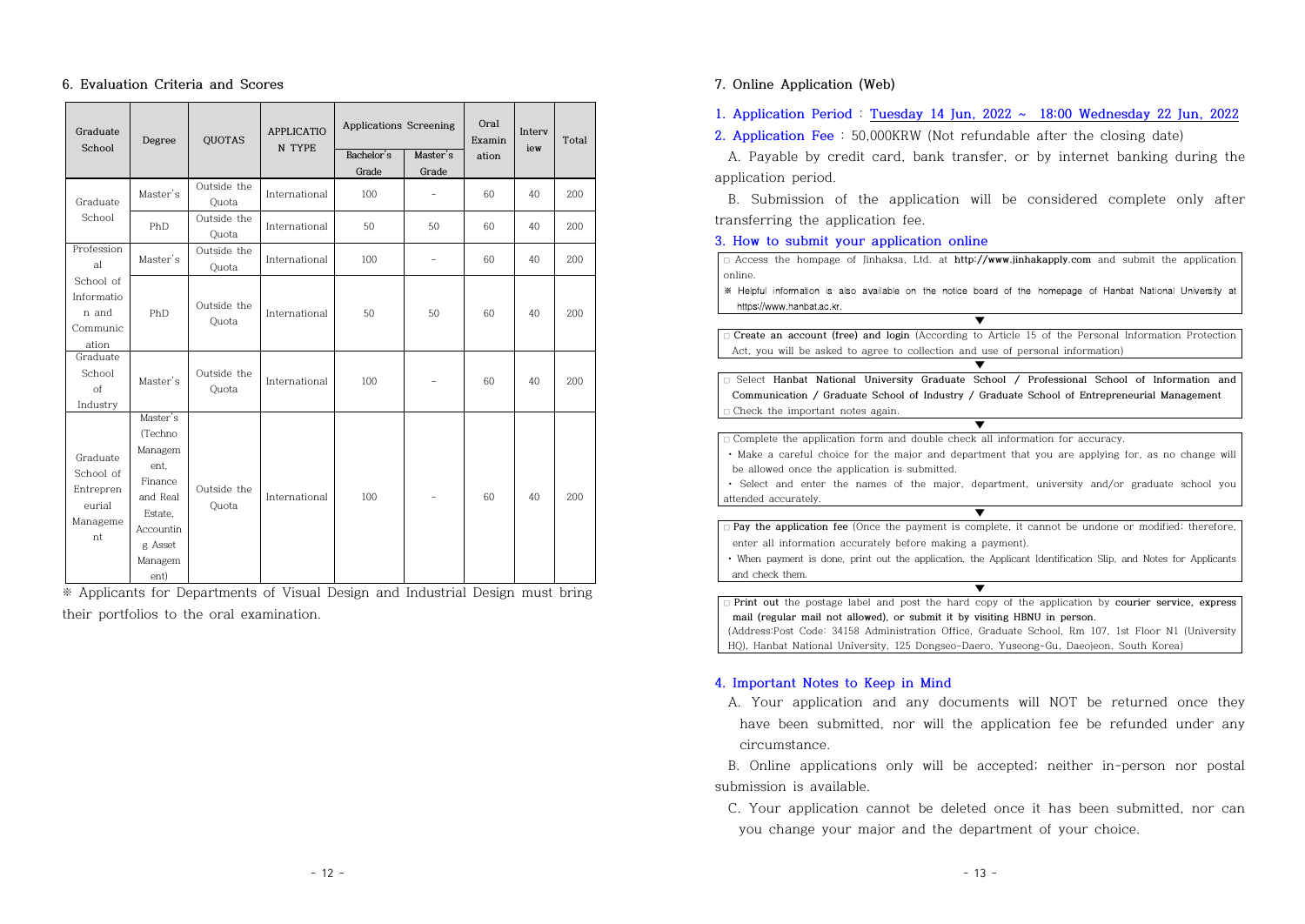## 6. Evaluation Criteria and Scores

| Graduate School | Degree | QUOTAS | APPLICATION TYPE | Applications Screening | | Oral Examination | Interview | Total |
|---|---|---|---|---|---|---|---|---|
| | | | | Bachelor's Grade | Master's Grade | | | |
| Graduate School | Master's | Outside the Quota | International | 100 | - | 60 | 40 | 200 |
| | PhD | Outside the Quota | International | 50 | 50 | 60 | 40 | 200 |
| Professional School of Information and Communication | Master's | Outside the Quota | International | 100 | - | 60 | 40 | 200 |
| | PhD | Outside the Quota | International | 50 | 50 | 60 | 40 | 200 |
| Graduate School of Industry | Master's | Outside the Quota | International | 100 | - | 60 | 40 | 200 |
| Graduate School of Entrepreneurial Management | Master's (Techno Management, Finance and Real Estate, Accounting Asset Management) | Outside the Quota | International | 100 | - | 60 | 40 | 200 |

※ Applicants for Departments of Visual Design and Industrial Design must bring their portfolios to the oral examination.

## 7. Online Application (Web)

1. **Application Period** : Tuesday 14 Jun, 2022 ~ 18:00 Wednesday 22 Jun, 2022
2. **Application Fee** : 50,000KRW (Not refundable after the closing date)

A. Payable by credit card, bank transfer, or by internet banking during the application period.

B. Submission of the application will be considered complete only after transferring the application fee.

3. **How to submit your application online**

□ Access the hompage of Jinhaksa, Ltd. at **http://www.jinhakapply.com** and submit the application online.

※ Helpful information is also available on the notice board of the homepage of Hanbat National University at https://www.hanbat.ac.kr.

▼

□ **Create an account (free) and login** (According to Article 15 of the Personal Information Protection Act, you will be asked to agree to collection and use of personal information)

▼

□ Select **Hanbat National University Graduate School / Professional School of Information and Communication / Graduate School of Industry / Graduate School of Entrepreneurial Management**

□ Check the important notes again.

▼

□ Complete the application form and double check all information for accuracy.

- Make a careful choice for the major and department that you are applying for, as no change will be allowed once the application is submitted.
- Select and enter the names of the major, department, university and/or graduate school you attended accurately.

▼

□ **Pay the application fee** (Once the payment is complete, it cannot be undone or modified; therefore, enter all information accurately before making a payment).

- When payment is done, print out the application, the Applicant Identification Slip, and Notes for Applicants and check them.

▼

□ **Print out** the postage label and post the hard copy of the application by **courier service, express mail (regular mail not allowed), or submit it by visiting HBNU in person.**

(Address:Post Code: 34158 Administration Office, Graduate School, Rm 107, 1st Floor N1 (University HQ), Hanbat National University, 125 Dongseo-Daero, Yuseong-Gu, Daejeon, South Korea)

4. **Important Notes to Keep in Mind**

A. Your application and any documents will NOT be returned once they have been submitted, nor will the application fee be refunded under any circumstance.

B. Online applications only will be accepted; neither in-person nor postal submission is available.

C. Your application cannot be deleted once it has been submitted, nor can you change your major and the department of your choice.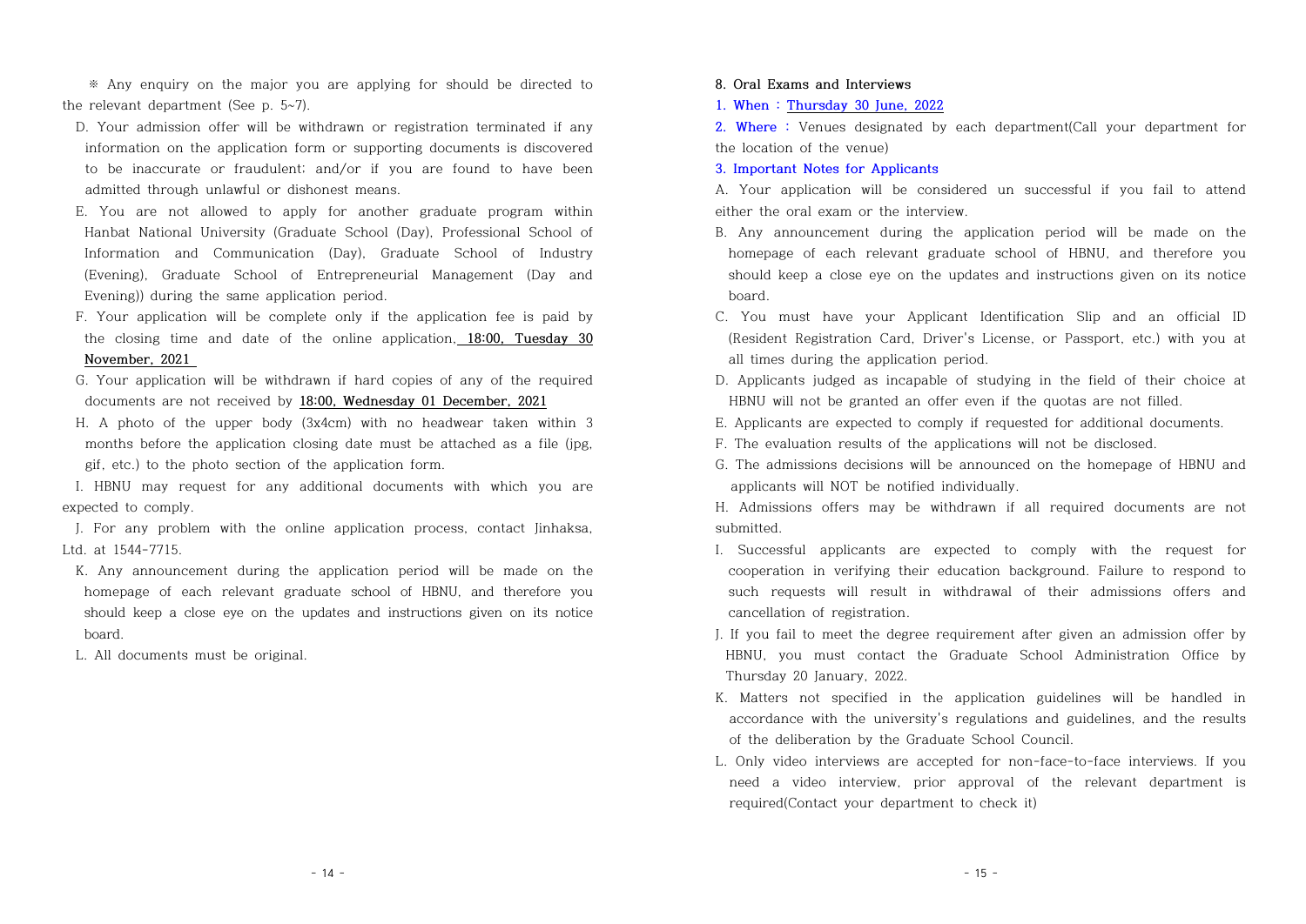※ Any enquiry on the major you are applying for should be directed to the relevant department (See p. 5~7).

D. Your admission offer will be withdrawn or registration terminated if any information on the application form or supporting documents is discovered to be inaccurate or fraudulent; and/or if you are found to have been admitted through unlawful or dishonest means.

E. You are not allowed to apply for another graduate program within Hanbat National University (Graduate School (Day), Professional School of Information and Communication (Day), Graduate School of Industry (Evening), Graduate School of Entrepreneurial Management (Day and Evening)) during the same application period.

F. Your application will be complete only if the application fee is paid by the closing time and date of the online application, **18:00, Tuesday 30 November, 2021**

G. Your application will be withdrawn if hard copies of any of the required documents are not received by **18:00, Wednesday 01 December, 2021**

H. A photo of the upper body (3x4cm) with no headwear taken within 3 months before the application closing date must be attached as a file (jpg, gif, etc.) to the photo section of the application form.

I. HBNU may request for any additional documents with which you are expected to comply.

J. For any problem with the online application process, contact Jinhaksa, Ltd. at 1544-7715.

K. Any announcement during the application period will be made on the homepage of each relevant graduate school of HBNU, and therefore you should keep a close eye on the updates and instructions given on its notice board.

L. All documents must be original.

## 8. Oral Exams and Interviews

1. When : **Thursday 30 June, 2022**

2. Where : Venues designated by each department(Call your department for the location of the venue)

3. Important Notes for Applicants

A. Your application will be considered un successful if you fail to attend either the oral exam or the interview.

B. Any announcement during the application period will be made on the homepage of each relevant graduate school of HBNU, and therefore you should keep a close eye on the updates and instructions given on its notice board.

C. You must have your Applicant Identification Slip and an official ID (Resident Registration Card, Driver's License, or Passport, etc.) with you at all times during the application period.

D. Applicants judged as incapable of studying in the field of their choice at HBNU will not be granted an offer even if the quotas are not filled.

E. Applicants are expected to comply if requested for additional documents.

F. The evaluation results of the applications will not be disclosed.

G. The admissions decisions will be announced on the homepage of HBNU and applicants will NOT be notified individually.

H. Admissions offers may be withdrawn if all required documents are not submitted.

I. Successful applicants are expected to comply with the request for cooperation in verifying their education background. Failure to respond to such requests will result in withdrawal of their admissions offers and cancellation of registration.

J. If you fail to meet the degree requirement after given an admission offer by HBNU, you must contact the Graduate School Administration Office by Thursday 20 January, 2022.

K. Matters not specified in the application guidelines will be handled in accordance with the university's regulations and guidelines, and the results of the deliberation by the Graduate School Council.

L. Only video interviews are accepted for non-face-to-face interviews. If you need a video interview, prior approval of the relevant department is required(Contact your department to check it)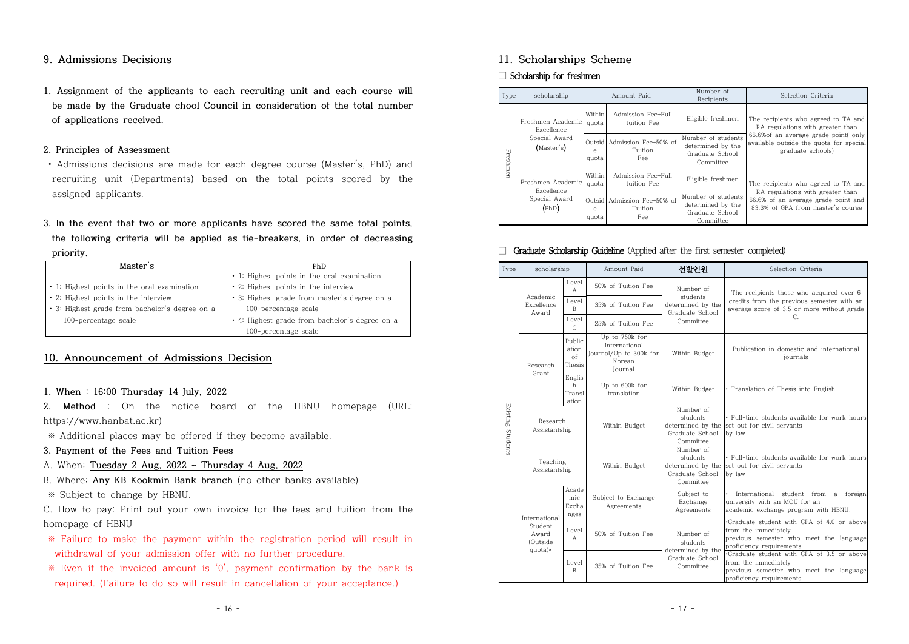## 9. Admissions Decisions

**1. Assignment of the applicants to each recruiting unit and each course will be made by the Graduate chool Council in consideration of the total number of applications received.**

**2. Principles of Assessment**

- Admissions decisions are made for each degree course (Master's, PhD) and recruiting unit (Departments) based on the total points scored by the assigned applicants.

**3. In the event that two or more applicants have scored the same total points, the following criteria will be applied as tie-breakers, in order of decreasing priority.**

| Master's | PhD |
|---|---|
| • 1: Highest points in the oral examination<br>• 2: Highest points in the interview<br>• 3: Highest grade from bachelor's degree on a 100-percentage scale | • 1: Highest points in the oral examination<br>• 2: Highest points in the interview<br>• 3: Highest grade from master's degree on a 100-percentage scale<br>• 4: Highest grade from bachelor's degree on a 100-percentage scale |

## 10. Announcement of Admissions Decision

**1. When** : 16:00 Thursday 14 July, 2022

**2. Method** : On the notice board of the HBNU homepage (URL: https://www.hanbat.ac.kr)

※ Additional places may be offered if they become available.

**3. Payment of the Fees and Tuition Fees**

A. When: Tuesday 2 Aug, 2022 ~ Thursday 4 Aug, 2022

B. Where: Any KB Kookmin Bank branch (no other banks available)

※ Subject to change by HBNU.

C. How to pay: Print out your own invoice for the fees and tuition from the homepage of HBNU

※ Failure to make the payment within the registration period will result in withdrawal of your admission offer with no further procedure.

※ Even if the invoiced amount is '0', payment confirmation by the bank is required. (Failure to do so will result in cancellation of your acceptance.)

## 11. Scholarships Scheme

☐ Scholarship for freshmen

| Type | scholarship | Amount Paid | | Number of Recipients | Selection Criteria |
|---|---|---|---|---|---|
| Freshmen | Freshmen Academic Excellence Special Award (Master's) | Within quota | Admission Fee+Full tuition Fee | Eligible freshmen | The recipients who agreed to TA and RA regulations with greater than 66.6%of an average grade point( only available outside the quota for special graduate schools) |
| | | Outside quota | Admission Fee+50% of Tuition Fee | Number of students determined by the Graduate School Committee | |
| | Freshmen Academic Excellence Special Award (PhD) | Within quota | Admission Fee+Full tuition Fee | Eligible freshmen | The recipients who agreed to TA and RA regulations with greater than 66.6% of an average grade point and 83.3% of GPA from master's course |
| | | Outside quota | Admission Fee+50% of Tuition Fee | Number of students determined by the Graduate School Committee | |

☐ **Graduate Scholarship Guideline** (Applied after the first semester completed)

| Type | scholarship | | Amount Paid | 선발인원 | Selection Criteria |
|---|---|---|---|---|---|
| Existing Students | Academic Excellence Award | Level A | 50% of Tuition Fee | Number of students determined by the Graduate School Committee | The recipients those who acquired over 6 credits from the previous semester with an average score of 3.5 or more without grade C. |
| | | Level B | 35% of Tuition Fee | | |
| | | Level C | 25% of Tuition Fee | | |
| | Research Grant | Publication of Thesis | Up to 750k for International Journal/Up to 300k for Korean Journal | Within Budget | Publication in domestic and international journals |
| | | English Translation | Up to 600k for translation | Within Budget | • Translation of Thesis into English |
| | Research Assistantship | | Within Budget | Number of students determined by the Graduate School Committee | • Full-time students available for work hours set out for civil servants by law |
| | Teaching Assistantship | | Within Budget | Number of students determined by the Graduate School Committee | • Full-time students available for work hours set out for civil servants by law |
| | International Student Award (Outside quota)* | Academic Exchanges | Subject to Exchange Agreements | Subject to Exchange Agreements | • International student from a foreign university with an MOU for an academic exchange program with HBNU. |
| | | Level A | 50% of Tuition Fee | Number of students determined by the Graduate School Committee | •Graduate student with GPA of 4.0 or above from the immediately previous semester who meet the language proficiency requirements |
| | | Level B | 35% of Tuition Fee | | •Graduate student with GPA of 3.5 or above from the immediately previous semester who meet the language proficiency requirements |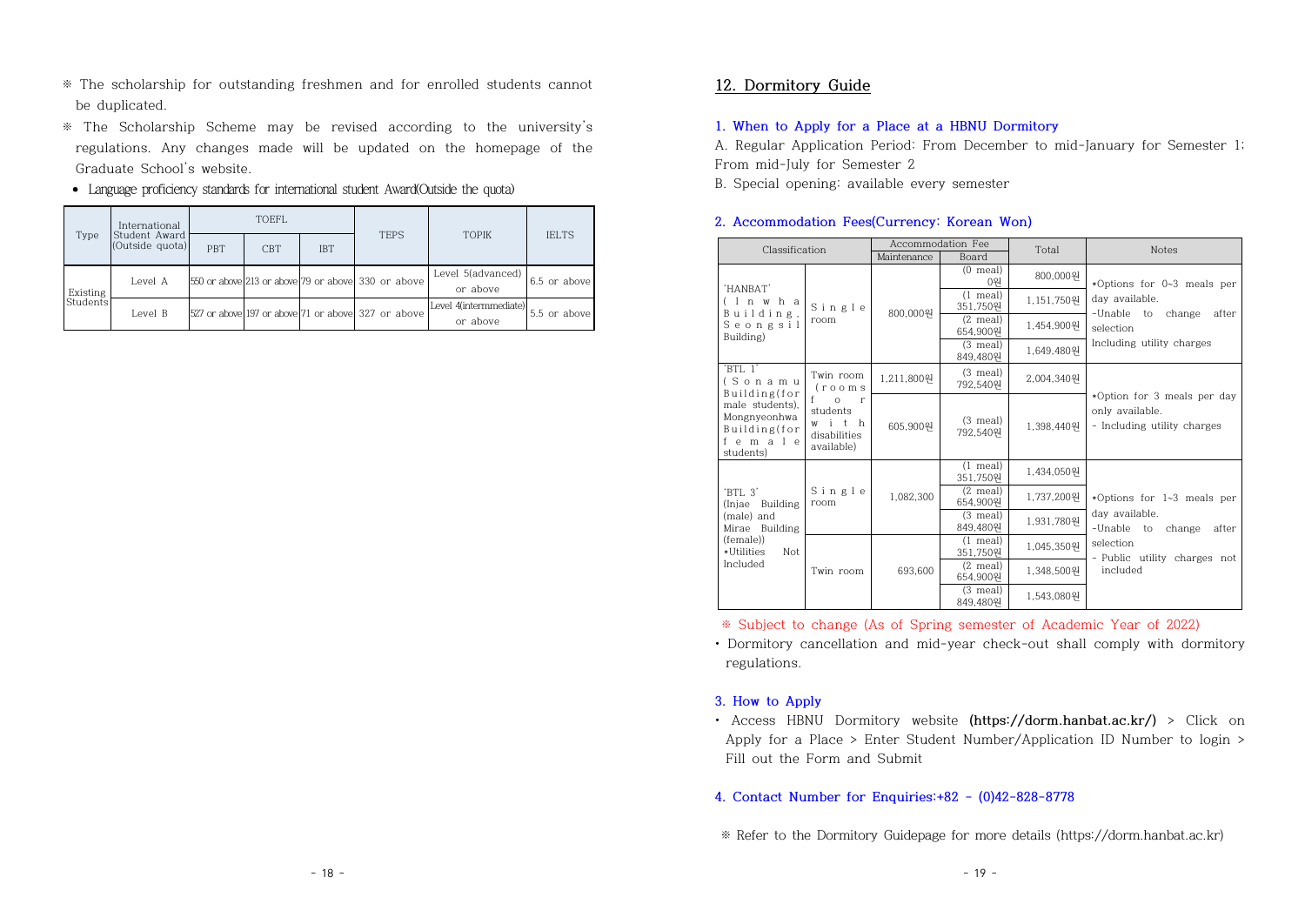※ The scholarship for outstanding freshmen and for enrolled students cannot be duplicated.

※ The Scholarship Scheme may be revised according to the university's regulations. Any changes made will be updated on the homepage of the Graduate School's website.

- Language proficiency standards for international student Award(Outside the quota)

| Type | International Student Award (Outside quota) | TOEFL | | | TEPS | TOPIK | IELTS |
|---|---|---|---|---|---|---|---|
| | | PBT | CBT | IBT | | | |
| Existing Students | Level A | 550 or above | 213 or above | 79 or above | 330 or above | Level 5(advanced) or above | 6.5 or above |
| | Level B | 527 or above | 197 or above | 71 or above | 327 or above | Level 4(intermmediate) or above | 5.5 or above |

## 12. Dormitory Guide

### 1. When to Apply for a Place at a HBNU Dormitory

A. Regular Application Period: From December to mid-January for Semester 1; From mid-July for Semester 2

B. Special opening: available every semester

### 2. Accommodation Fees(Currency: Korean Won)

| Classification | | Accommodation Fee | | Total | Notes |
|---|---|---|---|---|---|
| | | Maintenance | Board | | |
| 'HANBAT' (Inwha Building, Seongsil Building) | Single room | 800,000원 | (0 meal) 0원 | 800,000원 | *Options for 0~3 meals per day available. -Unable to change after selection Including utility charges |
| | | | (1 meal) 351,750원 | 1,151,750원 | |
| | | | (2 meal) 654,900원 | 1,454,900원 | |
| | | | (3 meal) 849,480원 | 1,649,480원 | |
| 'BTL 1' (Sonamu Building(for male students), Mongnyeonhwa Building(for female students) | Twin room (rooms for students with disabilities available) | 1,211,800원 | (3 meal) 792,540원 | 2,004,340원 | *Option for 3 meals per day only available. - Including utility charges |
| | | 605,900원 | (3 meal) 792,540원 | 1,398,440원 | |
| 'BTL 3' (Injae Building (male) and Mirae Building (female)) *Utilities Not Included | Single room | 1,082,300 | (1 meal) 351,750원 | 1,434,050원 | *Options for 1~3 meals per day available. -Unable to change after selection - Public utility charges not included |
| | | | (2 meal) 654,900원 | 1,737,200원 | |
| | | | (3 meal) 849,480원 | 1,931,780원 | |
| | Twin room | 693,600 | (1 meal) 351,750원 | 1,045,350원 | |
| | | | (2 meal) 654,900원 | 1,348,500원 | |
| | | | (3 meal) 849,480원 | 1,543,080원 | |

※ Subject to change (As of Spring semester of Academic Year of 2022)

- Dormitory cancellation and mid-year check-out shall comply with dormitory regulations.

### 3. How to Apply

- Access HBNU Dormitory website **(https://dorm.hanbat.ac.kr/)** > Click on Apply for a Place > Enter Student Number/Application ID Number to login > Fill out the Form and Submit

### 4. Contact Number for Enquiries:+82 - (0)42-828-8778

※ Refer to the Dormitory Guidepage for more details (https://dorm.hanbat.ac.kr)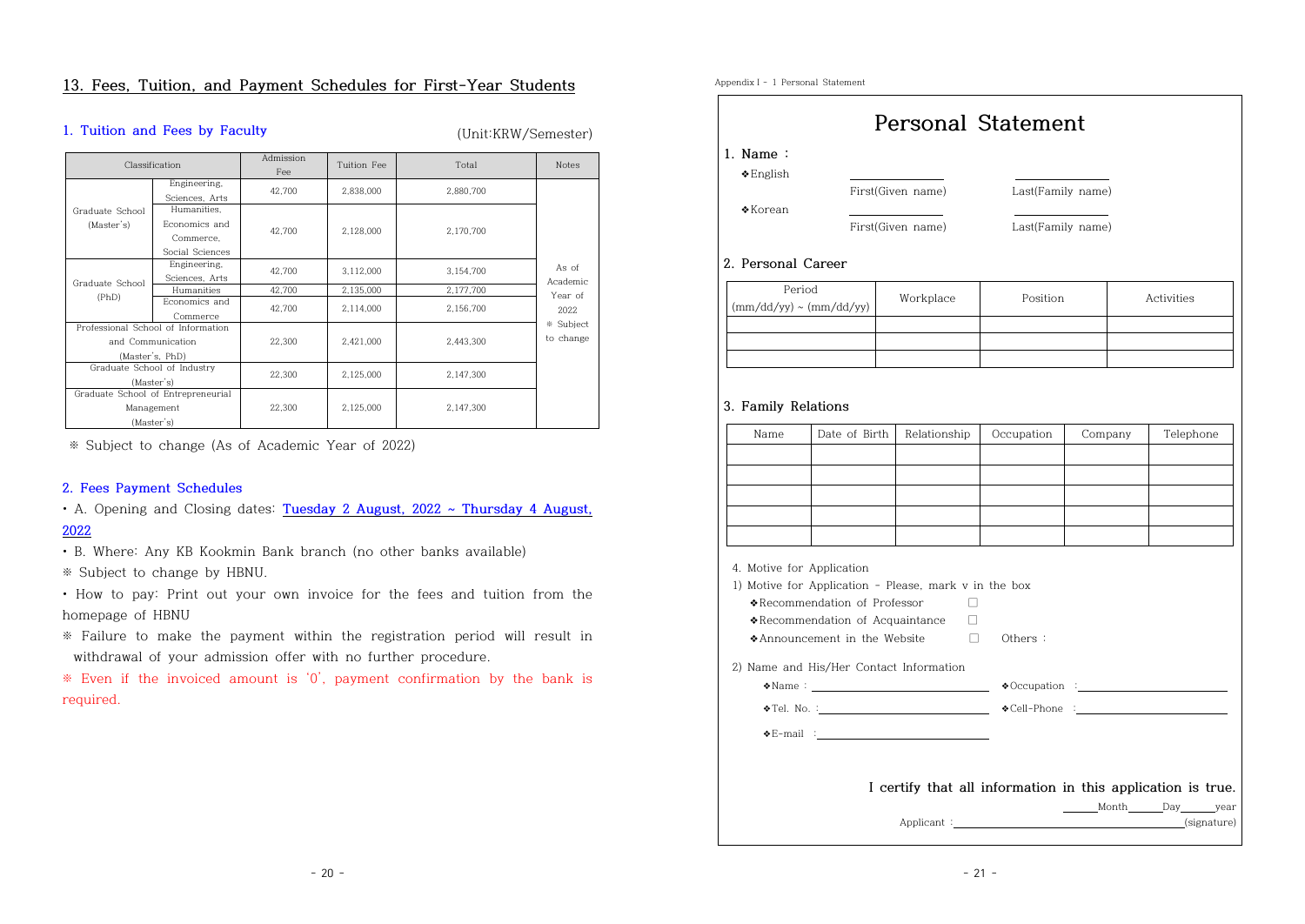## 13. Fees, Tuition, and Payment Schedules for First-Year Students

### 1. Tuition and Fees by Faculty

(Unit:KRW/Semester)

| Classification | | Admission Fee | Tuition Fee | Total | Notes |
|---|---|---|---|---|---|
| Graduate School (Master's) | Engineering, Sciences, Arts | 42,700 | 2,838,000 | 2,880,700 | As of Academic Year of 2022 ※ Subject to change |
| | Humanities, Economics and Commerce, Social Sciences | 42,700 | 2,128,000 | 2,170,700 | |
| Graduate School (PhD) | Engineering, Sciences, Arts | 42,700 | 3,112,000 | 3,154,700 | |
| | Humanities | 42,700 | 2,135,000 | 2,177,700 | |
| | Economics and Commerce | 42,700 | 2,114,000 | 2,156,700 | |
| Professional School of Information and Communication (Master's, PhD) | | 22,300 | 2,421,000 | 2,443,300 | |
| Graduate School of Industry (Master's) | | 22,300 | 2,125,000 | 2,147,300 | |
| Graduate School of Entrepreneurial Management (Master's) | | 22,300 | 2,125,000 | 2,147,300 | |

※ Subject to change (As of Academic Year of 2022)

### 2. Fees Payment Schedules

- A. Opening and Closing dates: **Tuesday 2 August, 2022 ~ Thursday 4 August, 2022**
- B. Where: Any KB Kookmin Bank branch (no other banks available)

※ Subject to change by HBNU.

- How to pay: Print out your own invoice for the fees and tuition from the homepage of HBNU

※ Failure to make the payment within the registration period will result in withdrawal of your admission offer with no further procedure.

※ Even if the invoiced amount is '0', payment confirmation by the bank is required.

Appendix I - 1 Personal Statement

# Personal Statement

**1. Name :**

❖English ______ First(Given name) ______ Last(Family name)

❖Korean ______ First(Given name) ______ Last(Family name)

**2. Personal Career**

| Period (mm/dd/yy) ~ (mm/dd/yy) | Workplace | Position | Activities |
|---|---|---|---|
| | | | |
| | | | |
| | | | |

**3. Family Relations**

| Name | Date of Birth | Relationship | Occupation | Company | Telephone |
|---|---|---|---|---|---|
| | | | | | |
| | | | | | |
| | | | | | |
| | | | | | |
| | | | | | |

4. Motive for Application

1) Motive for Application - Please, mark v in the box

❖Recommendation of Professor ☐

❖Recommendation of Acquaintance ☐

❖Announcement in the Website ☐ Others :

2) Name and His/Her Contact Information

❖Name : ______ ❖Occupation : ______

❖Tel. No. : ______ ❖Cell-Phone : ______

❖E-mail : ______

**I certify that all information in this application is true.**

______Month______Day______year

Applicant : ______(signature)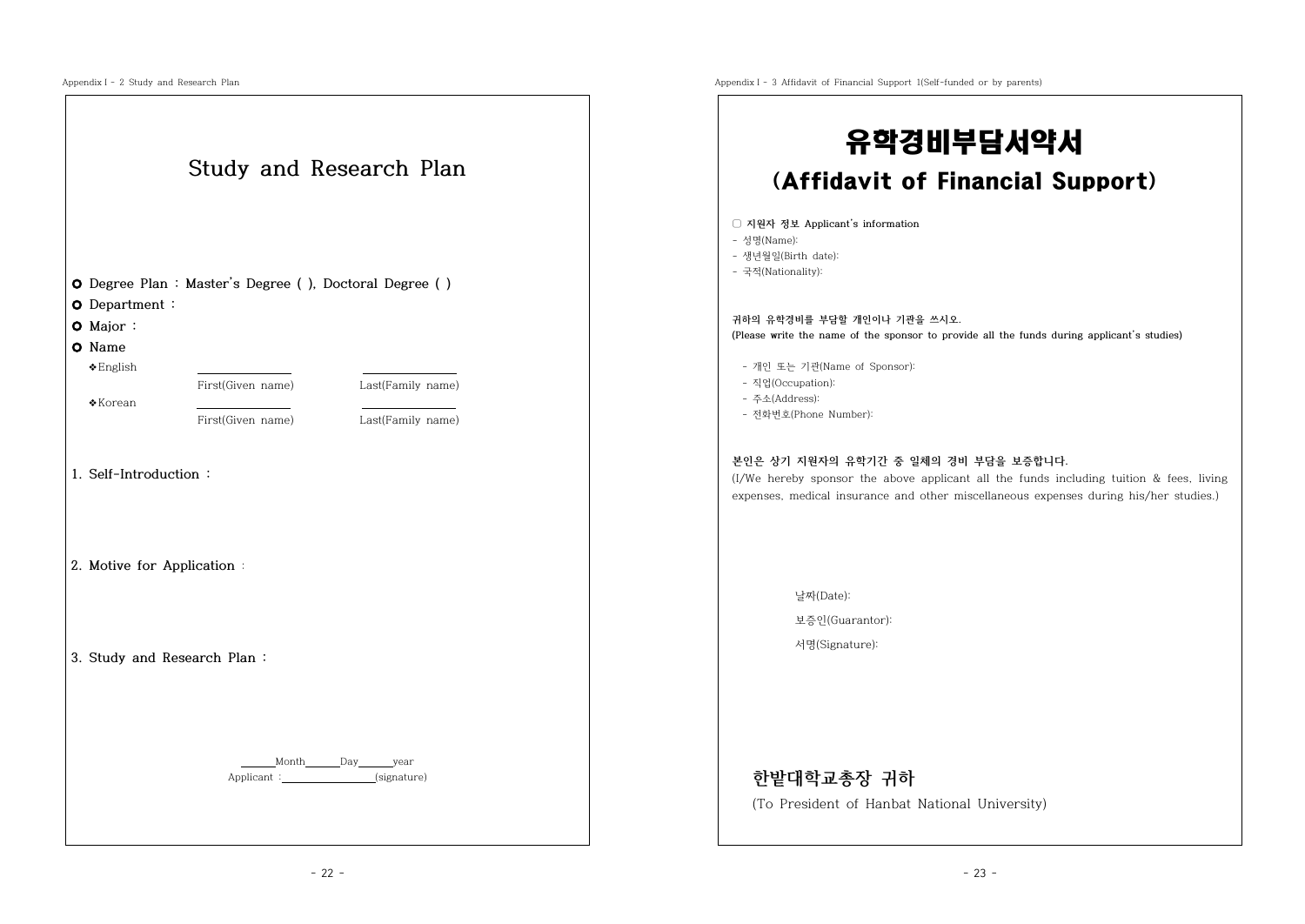Appendix Ⅰ - 2 Study and Research Plan

# Study and Research Plan

- Degree Plan : Master's Degree ( ), Doctoral Degree ( )
- Department :
- Major :
- Name

❖English ____________ ____________
First(Given name) Last(Family name)

❖Korean ____________ ____________
First(Given name) Last(Family name)

1. Self-Introduction :

2. Motive for Application :

3. Study and Research Plan :

______Month______Day______year

Applicant : ________________(signature)

Appendix Ⅰ - 3 Affidavit of Financial Support 1(Self-funded or by parents)

# 유학경비부담서약서
# (Affidavit of Financial Support)

▢ **지원자 정보 Applicant's information**

- 성명(Name):
- 생년월일(Birth date):
- 국적(Nationality):

**귀하의 유학경비를 부담할 개인이나 기관을 쓰시오.**
**(Please write the name of the sponsor to provide all the funds during applicant's studies)**

- 개인 또는 기관(Name of Sponsor):
- 직업(Occupation):
- 주소(Address):
- 전화번호(Phone Number):

**본인은 상기 지원자의 유학기간 중 일체의 경비 부담을 보증합니다.**
(I/We hereby sponsor the above applicant all the funds including tuition & fees, living expenses, medical insurance and other miscellaneous expenses during his/her studies.)

날짜(Date):

보증인(Guarantor):

서명(Signature):

**한밭대학교총장 귀하**

(To President of Hanbat National University)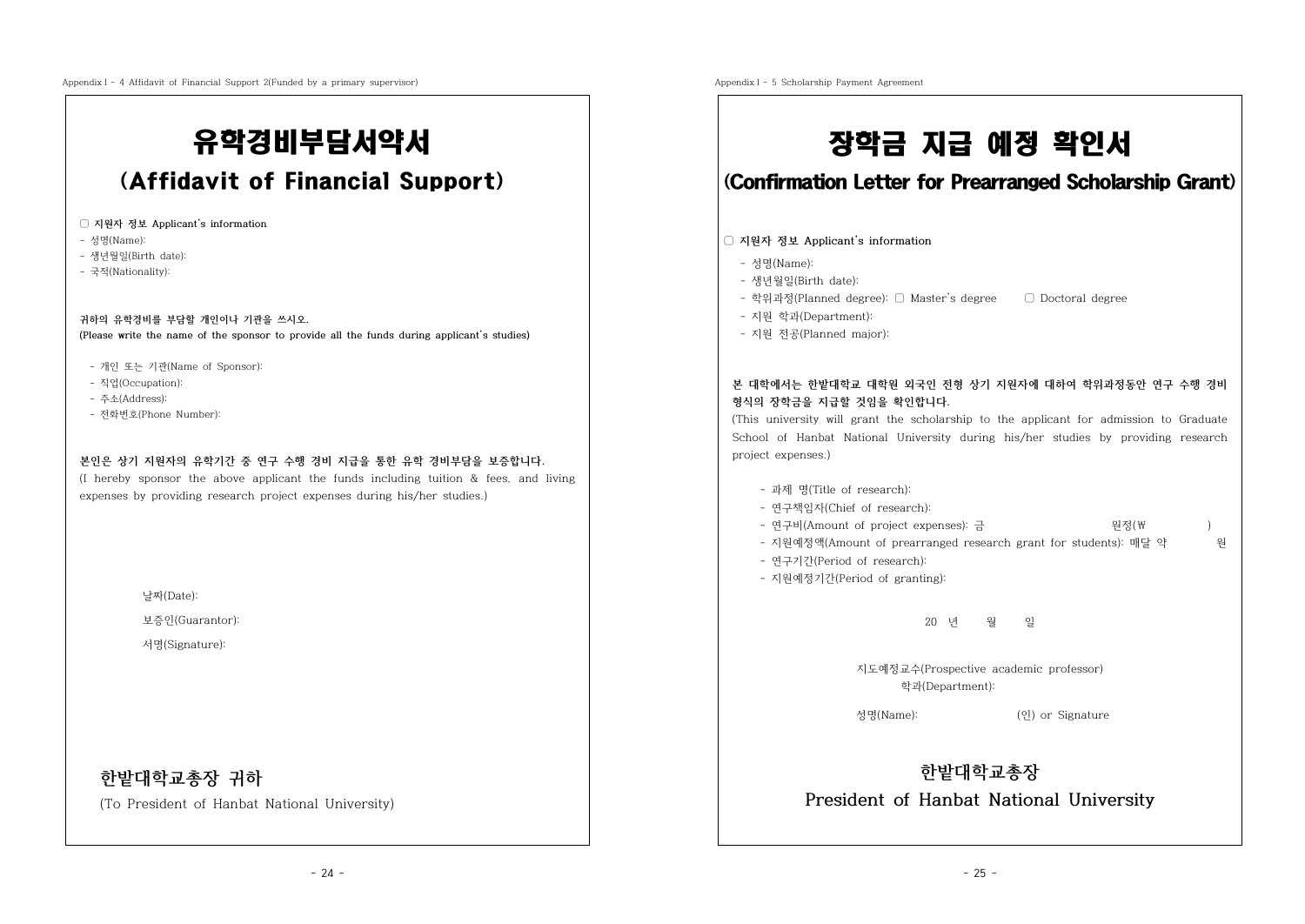Appendix I - 4 Affidavit of Financial Support 2(Funded by a primary supervisor)

# 유학경비부담서약서

# (Affidavit of Financial Support)

**□ 지원자 정보 Applicant's information**

- 성명(Name):
- 생년월일(Birth date):
- 국적(Nationality):

**귀하의 유학경비를 부담할 개인이나 기관을 쓰시오.**
**(Please write the name of the sponsor to provide all the funds during applicant's studies)**

- 개인 또는 기관(Name of Sponsor):
- 직업(Occupation):
- 주소(Address):
- 전화번호(Phone Number):

**본인은 상기 지원자의 유학기간 중 연구 수행 경비 지급을 통한 유학 경비부담을 보증합니다.**
(I hereby sponsor the above applicant the funds including tuition & fees, and living expenses by providing research project expenses during his/her studies.)

날짜(Date):

보증인(Guarantor):

서명(Signature):

## 한밭대학교총장 귀하

(To President of Hanbat National University)

Appendix I - 5 Scholarship Payment Agreement

# 장학금 지급 예정 확인서

# (Confirmation Letter for Prearranged Scholarship Grant)

**□ 지원자 정보 Applicant's information**

- 성명(Name):
- 생년월일(Birth date):
- 학위과정(Planned degree): □ Master's degree □ Doctoral degree
- 지원 학과(Department):
- 지원 전공(Planned major):

**본 대학에서는 한밭대학교 대학원 외국인 전형 상기 지원자에 대하여 학위과정동안 연구 수행 경비 형식의 장학금을 지급할 것임을 확인합니다.**
(This university will grant the scholarship to the applicant for admission to Graduate School of Hanbat National University during his/her studies by providing research project expenses.)

- 과제 명(Title of research):
- 연구책임자(Chief of research):
- 연구비(Amount of project expenses): 금 원정(₩ )
- 지원예정액(Amount of prearranged research grant for students): 매달 약 원
- 연구기간(Period of research):
- 지원예정기간(Period of granting):

20 년 월 일

지도예정교수(Prospective academic professor)
학과(Department):

성명(Name): (인) or Signature

## 한밭대학교총장

## President of Hanbat National University